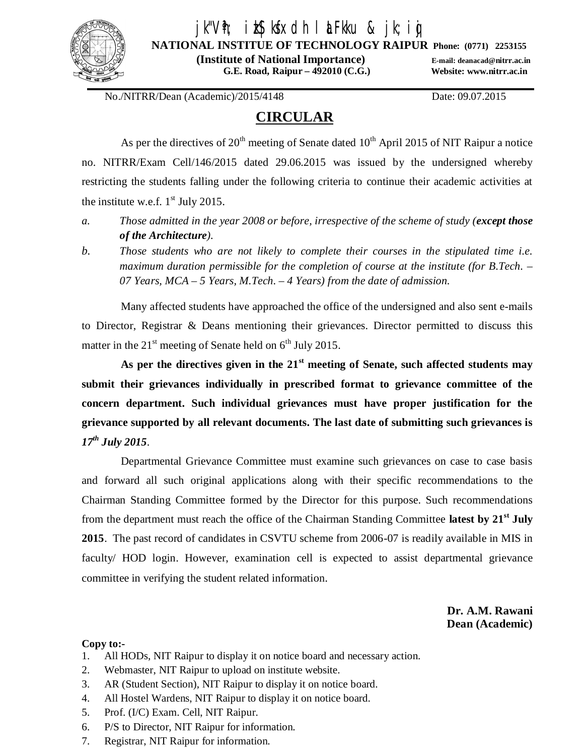jk"Vªh; izkS|ksfxdh laLFkku & jk;iqj

**NATIONAL INSTITUE OF TECHNOLOGY RAIPUR** **Phone: (0771) 2253155**

**(Institute of National Importance)** **E-mail: deanacad@nitrr.ac.in**

**G.E. Road, Raipur – 492010 (C.G.)** **Website: www.nitrr.ac.in**

No./NITRR/Dean (Academic)/2015/4148 Date: 09.07.2015

# CIRCULAR

As per the directives of 20th meeting of Senate dated 10th April 2015 of NIT Raipur a notice no. NITRR/Exam Cell/146/2015 dated 29.06.2015 was issued by the undersigned whereby restricting the students falling under the following criteria to continue their academic activities at the institute w.e.f. 1st July 2015.

a. *Those admitted in the year 2008 or before, irrespective of the scheme of study (**except those of the Architecture**).*

b. *Those students who are not likely to complete their courses in the stipulated time i.e. maximum duration permissible for the completion of course at the institute (for B.Tech. – 07 Years, MCA – 5 Years, M.Tech. – 4 Years) from the date of admission.*

Many affected students have approached the office of the undersigned and also sent e-mails to Director, Registrar & Deans mentioning their grievances. Director permitted to discuss this matter in the 21st meeting of Senate held on 6th July 2015.

**As per the directives given in the 21st meeting of Senate, such affected students may submit their grievances individually in prescribed format to grievance committee of the concern department. Such individual grievances must have proper justification for the grievance supported by all relevant documents. The last date of submitting such grievances is *17th July 2015*.**

Departmental Grievance Committee must examine such grievances on case to case basis and forward all such original applications along with their specific recommendations to the Chairman Standing Committee formed by the Director for this purpose. Such recommendations from the department must reach the office of the Chairman Standing Committee **latest by 21st July 2015**. The past record of candidates in CSVTU scheme from 2006-07 is readily available in MIS in faculty/ HOD login. However, examination cell is expected to assist departmental grievance committee in verifying the student related information.

**Dr. A.M. Rawani**
**Dean (Academic)**

**Copy to:-**

1. All HODs, NIT Raipur to display it on notice board and necessary action.
2. Webmaster, NIT Raipur to upload on institute website.
3. AR (Student Section), NIT Raipur to display it on notice board.
4. All Hostel Wardens, NIT Raipur to display it on notice board.
5. Prof. (I/C) Exam. Cell, NIT Raipur.
6. P/S to Director, NIT Raipur for information.
7. Registrar, NIT Raipur for information.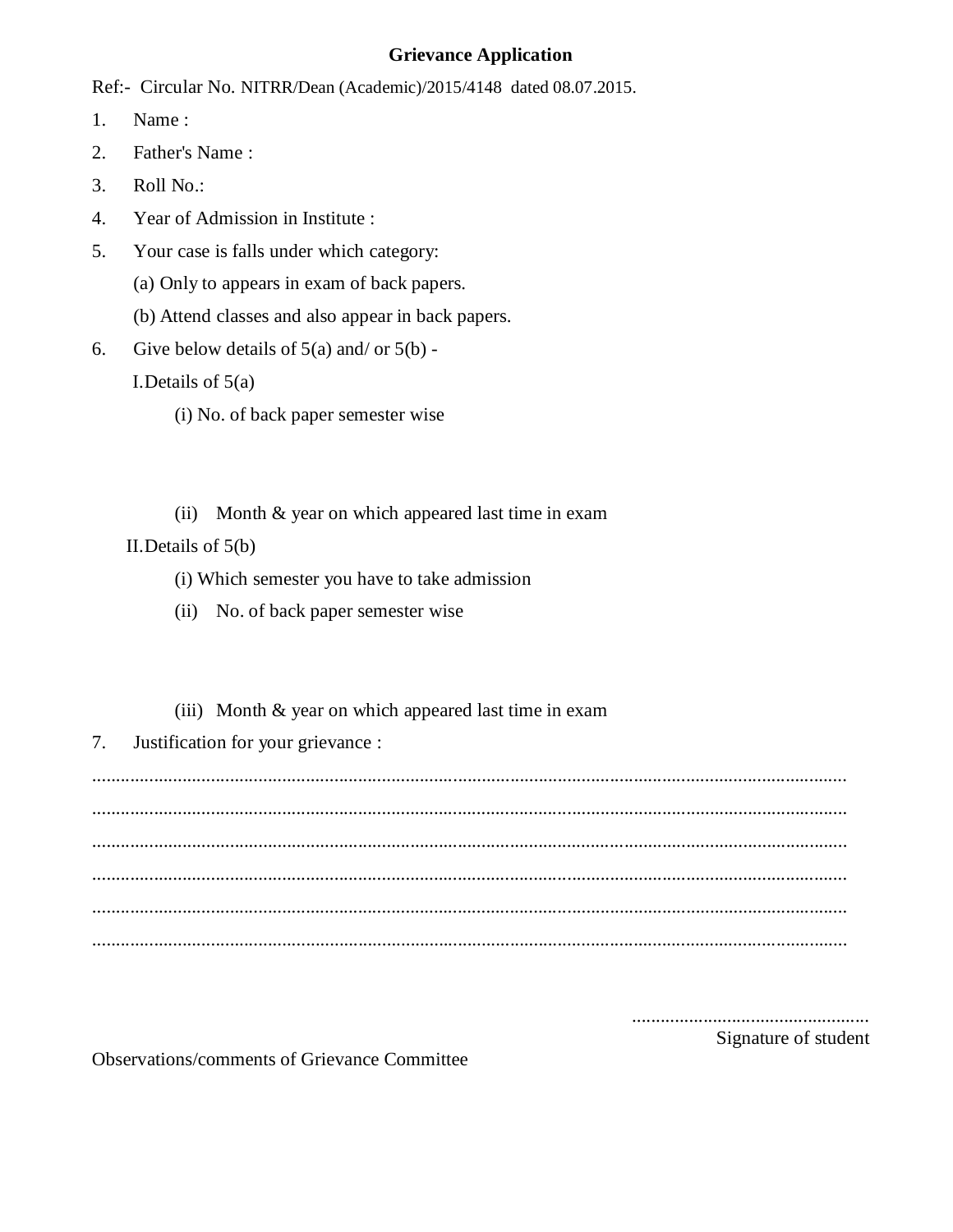# Grievance Application

Ref:- Circular No. NITRR/Dean (Academic)/2015/4148 dated 08.07.2015.

1. Name :
2. Father's Name :
3. Roll No.:
4. Year of Admission in Institute :
5. Your case is falls under which category:

   (a) Only to appears in exam of back papers.

   (b) Attend classes and also appear in back papers.

6. Give below details of 5(a) and/ or 5(b) -

   I. Details of 5(a)

   (i) No. of back paper semester wise

   (ii) Month & year on which appeared last time in exam

   II. Details of 5(b)

   (i) Which semester you have to take admission

   (ii) No. of back paper semester wise

   (iii) Month & year on which appeared last time in exam

7. Justification for your grievance :

.............................................................................................................................................

.............................................................................................................................................

.............................................................................................................................................

.............................................................................................................................................

.............................................................................................................................................

.............................................................................................................................................

.................................................

Signature of student

Observations/comments of Grievance Committee